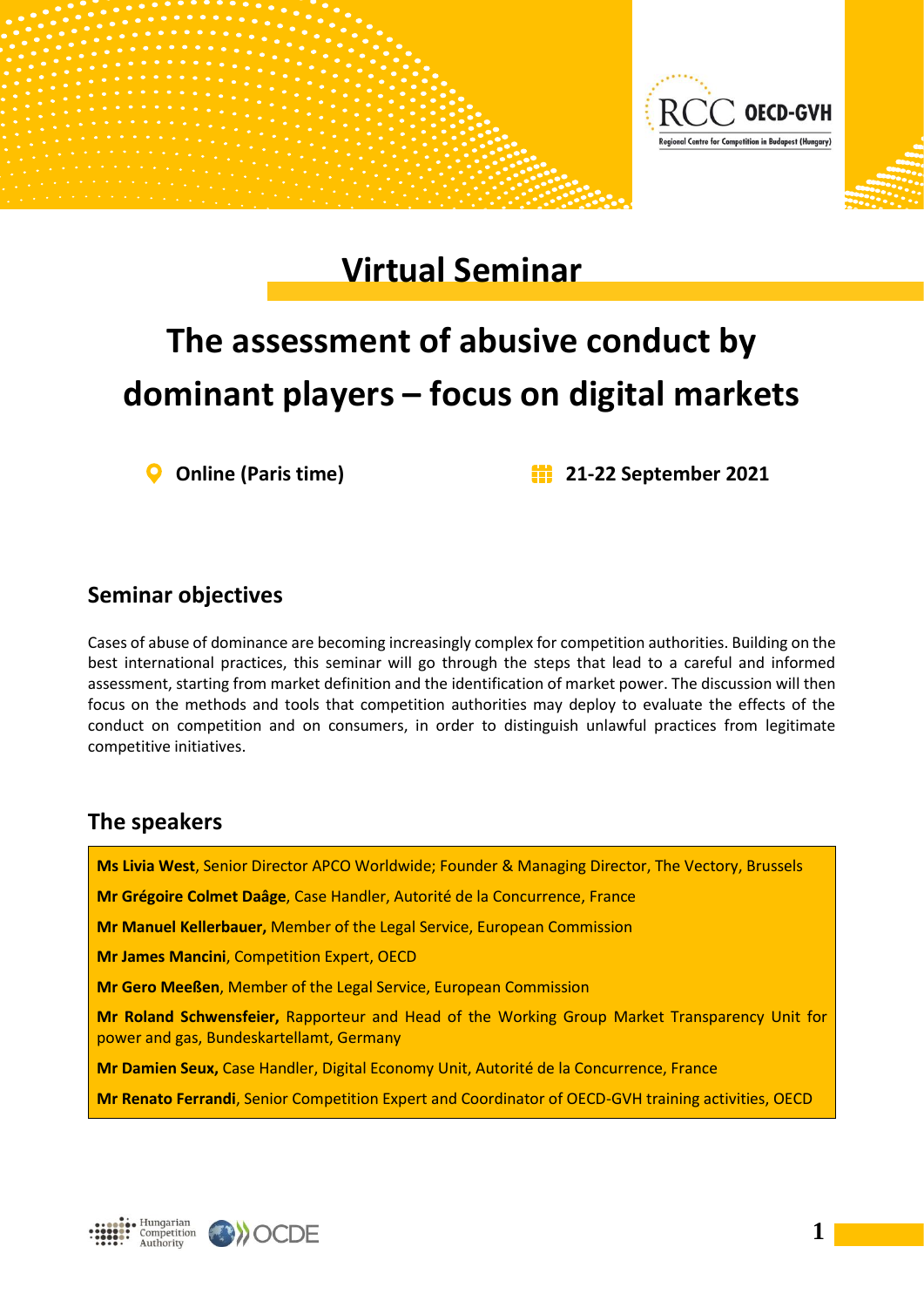# Virtual Seminar

# The assessment of abusive conduct by dominant players – focus on digital markets

Online (Paris time) — 21-22 September 2021

## Seminar objectives

Cases of abuse of dominance are becoming increasingly complex for competition authorities. Building on the best international practices, this seminar will go through the steps that lead to a careful and informed assessment, starting from market definition and the identification of market power. The discussion will then focus on the methods and tools that competition authorities may deploy to evaluate the effects of the conduct on competition and on consumers, in order to distinguish unlawful practices from legitimate competitive initiatives.

## The speakers

**Ms Livia West**, Senior Director APCO Worldwide; Founder & Managing Director, The Vectory, Brussels

**Mr Grégoire Colmet Daâge**, Case Handler, Autorité de la Concurrence, France

**Mr Manuel Kellerbauer,** Member of the Legal Service, European Commission

**Mr James Mancini**, Competition Expert, OECD

**Mr Gero Meeßen**, Member of the Legal Service, European Commission

**Mr Roland Schwensfeier,** Rapporteur and Head of the Working Group Market Transparency Unit for power and gas, Bundeskartellamt, Germany

**Mr Damien Seux,** Case Handler, Digital Economy Unit, Autorité de la Concurrence, France

**Mr Renato Ferrandi**, Senior Competition Expert and Coordinator of OECD-GVH training activities, OECD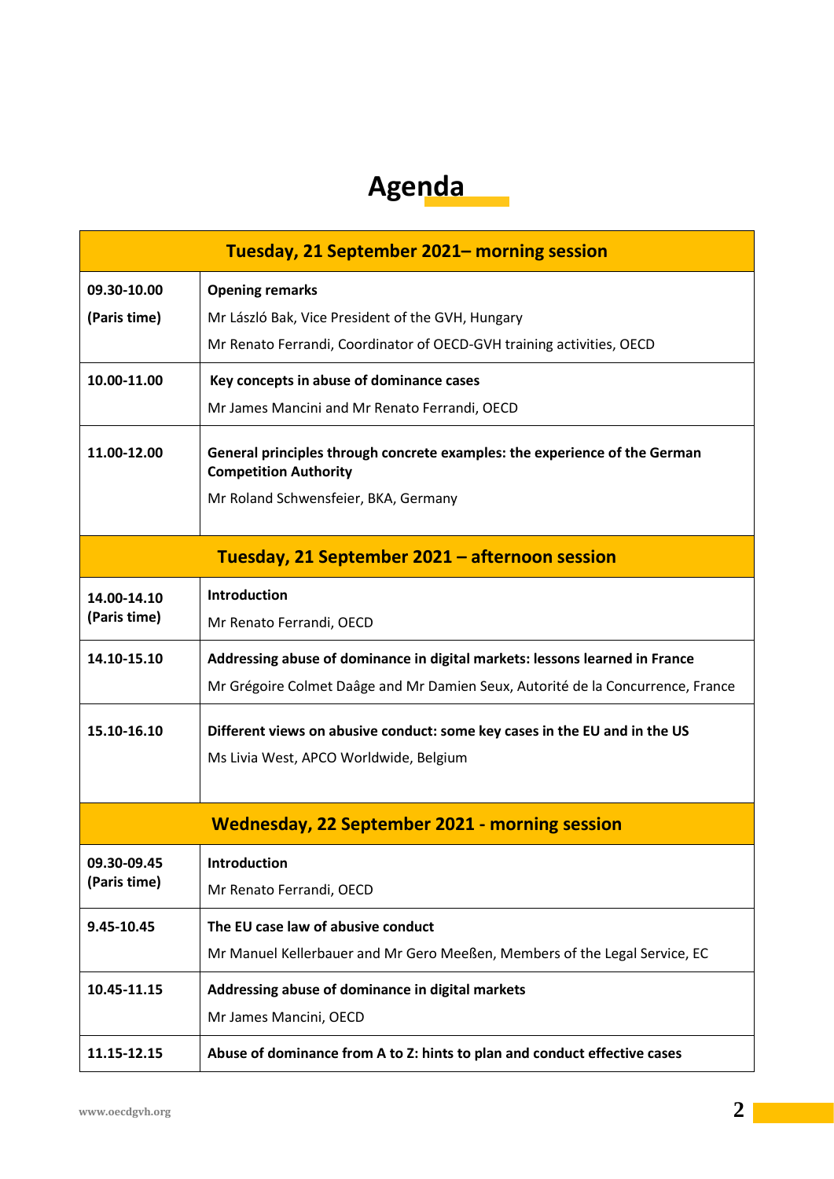# Agenda

| Tuesday, 21 September 2021– morning session | |
|---|---|
| **09.30-10.00 (Paris time)** | **Opening remarks**<br>Mr László Bak, Vice President of the GVH, Hungary<br>Mr Renato Ferrandi, Coordinator of OECD-GVH training activities, OECD |
| **10.00-11.00** | **Key concepts in abuse of dominance cases**<br>Mr James Mancini and Mr Renato Ferrandi, OECD |
| **11.00-12.00** | **General principles through concrete examples: the experience of the German Competition Authority**<br>Mr Roland Schwensfeier, BKA, Germany |
| **Tuesday, 21 September 2021 – afternoon session** | |
| **14.00-14.10 (Paris time)** | **Introduction**<br>Mr Renato Ferrandi, OECD |
| **14.10-15.10** | **Addressing abuse of dominance in digital markets: lessons learned in France**<br>Mr Grégoire Colmet Daâge and Mr Damien Seux, Autorité de la Concurrence, France |
| **15.10-16.10** | **Different views on abusive conduct: some key cases in the EU and in the US**<br>Ms Livia West, APCO Worldwide, Belgium |
| **Wednesday, 22 September 2021 - morning session** | |
| **09.30-09.45 (Paris time)** | **Introduction**<br>Mr Renato Ferrandi, OECD |
| **9.45-10.45** | **The EU case law of abusive conduct**<br>Mr Manuel Kellerbauer and Mr Gero Meeßen, Members of the Legal Service, EC |
| **10.45-11.15** | **Addressing abuse of dominance in digital markets**<br>Mr James Mancini, OECD |
| **11.15-12.15** | **Abuse of dominance from A to Z: hints to plan and conduct effective cases** |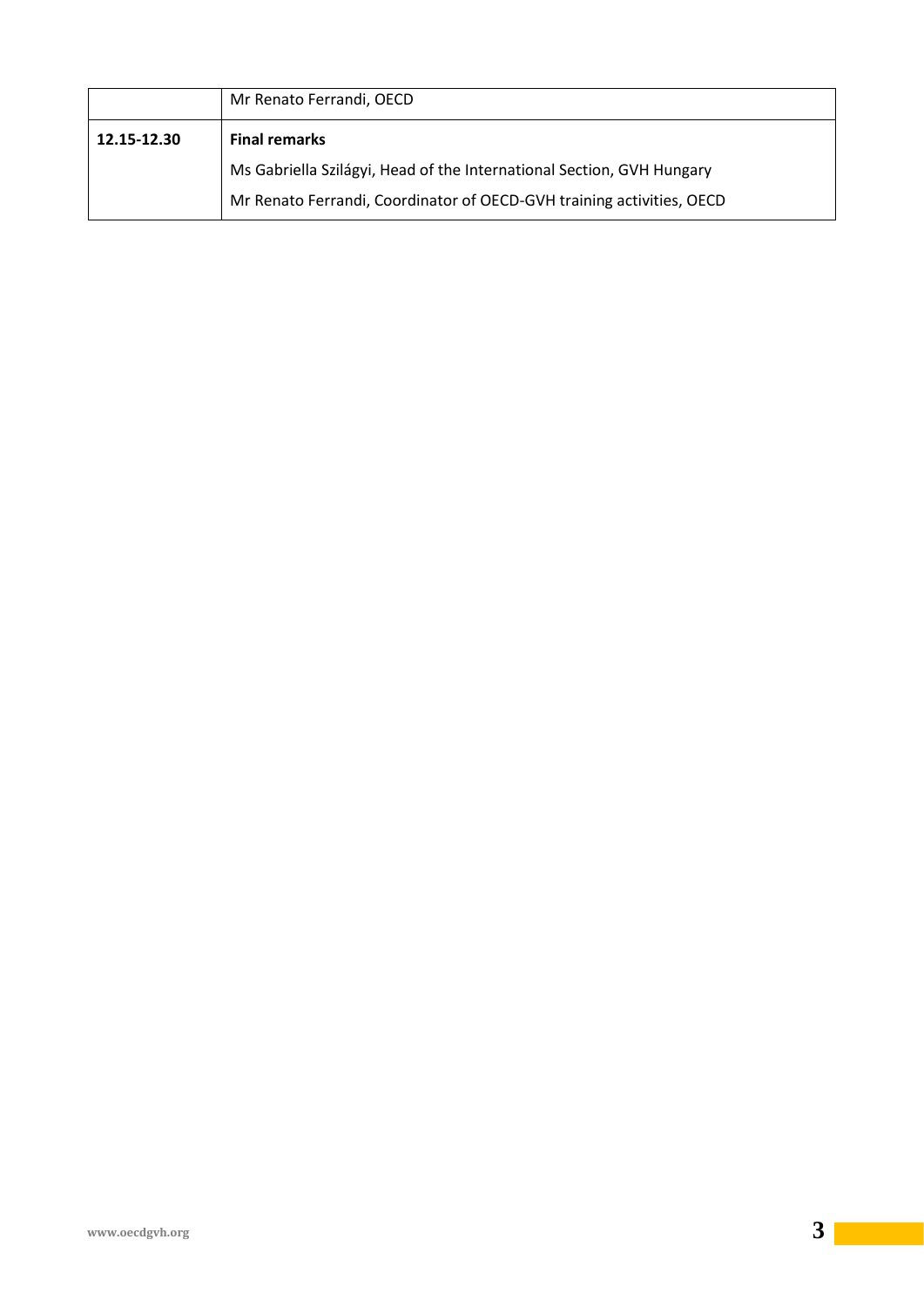| | |
|---|---|
| | Mr Renato Ferrandi, OECD |
| **12.15-12.30** | **Final remarks**<br>Ms Gabriella Szilágyi, Head of the International Section, GVH Hungary<br>Mr Renato Ferrandi, Coordinator of OECD-GVH training activities, OECD |